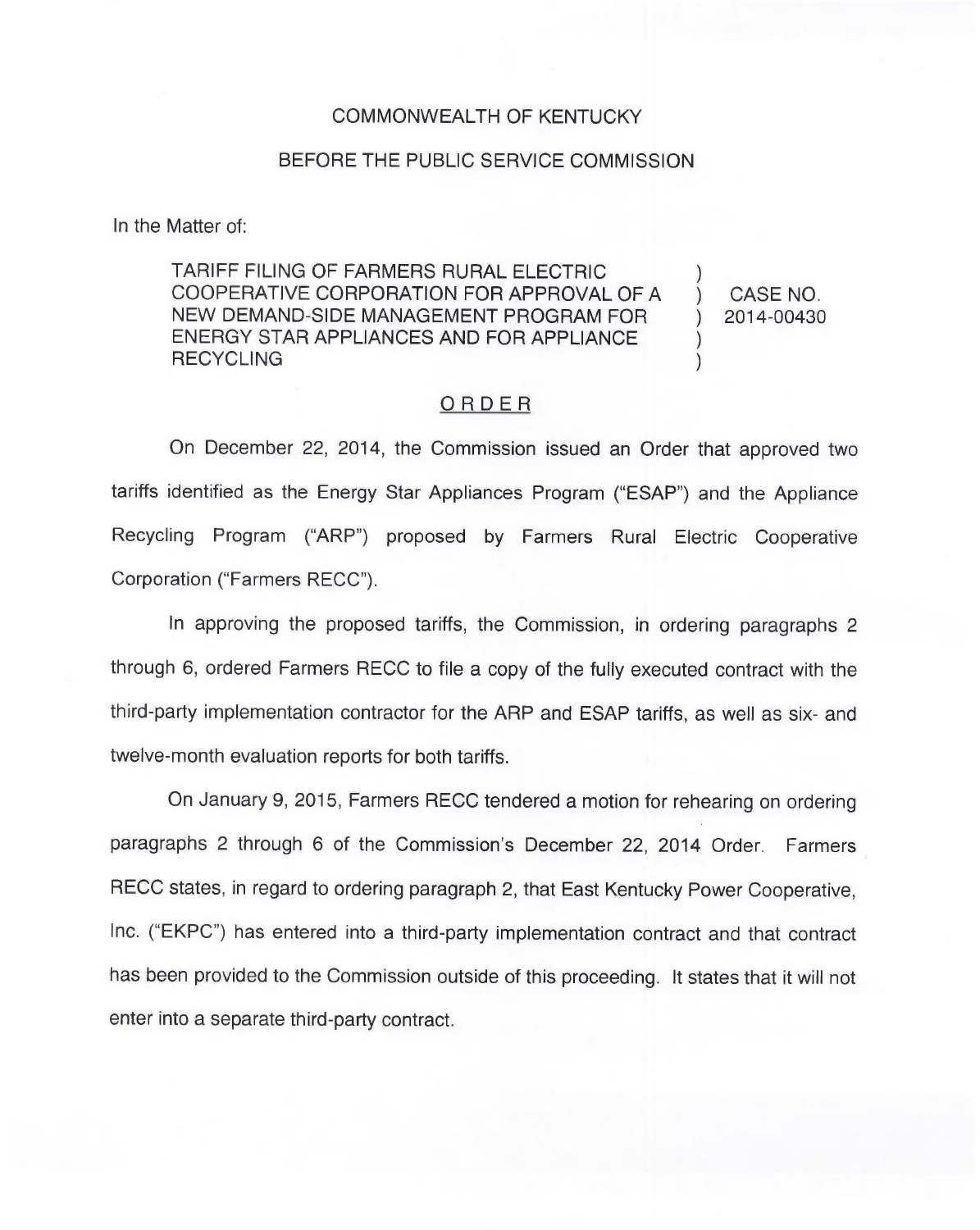COMMONWEALTH OF KENTUCKY

BEFORE THE PUBLIC SERVICE COMMISSION

In the Matter of:

| | | |
|---|---|---|
| TARIFF FILING OF FARMERS RURAL ELECTRIC COOPERATIVE CORPORATION FOR APPROVAL OF A NEW DEMAND-SIDE MANAGEMENT PROGRAM FOR ENERGY STAR APPLIANCES AND FOR APPLIANCE RECYCLING | ) ) ) ) ) | CASE NO. 2014-00430 |

## ORDER

On December 22, 2014, the Commission issued an Order that approved two tariffs identified as the Energy Star Appliances Program ("ESAP") and the Appliance Recycling Program ("ARP") proposed by Farmers Rural Electric Cooperative Corporation ("Farmers RECC").

In approving the proposed tariffs, the Commission, in ordering paragraphs 2 through 6, ordered Farmers RECC to file a copy of the fully executed contract with the third-party implementation contractor for the ARP and ESAP tariffs, as well as six- and twelve-month evaluation reports for both tariffs.

On January 9, 2015, Farmers RECC tendered a motion for rehearing on ordering paragraphs 2 through 6 of the Commission's December 22, 2014 Order. Farmers RECC states, in regard to ordering paragraph 2, that East Kentucky Power Cooperative, Inc. ("EKPC") has entered into a third-party implementation contract and that contract has been provided to the Commission outside of this proceeding. It states that it will not enter into a separate third-party contract.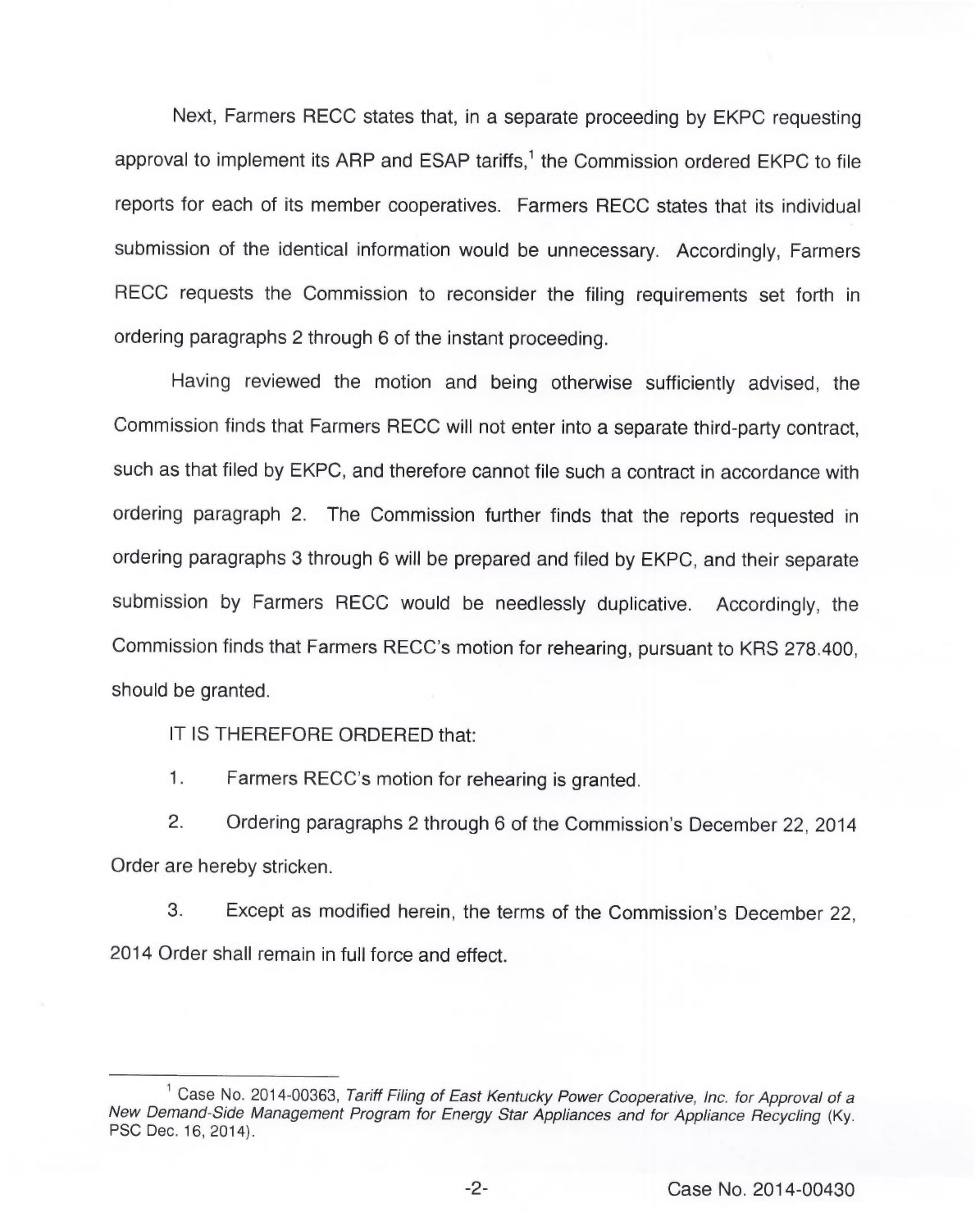Next, Farmers RECC states that, in a separate proceeding by EKPC requesting approval to implement its ARP and ESAP tariffs,[1] the Commission ordered EKPC to file reports for each of its member cooperatives. Farmers RECC states that its individual submission of the identical information would be unnecessary. Accordingly, Farmers RECC requests the Commission to reconsider the filing requirements set forth in ordering paragraphs 2 through 6 of the instant proceeding.

Having reviewed the motion and being otherwise sufficiently advised, the Commission finds that Farmers RECC will not enter into a separate third-party contract, such as that filed by EKPC, and therefore cannot file such a contract in accordance with ordering paragraph 2. The Commission further finds that the reports requested in ordering paragraphs 3 through 6 will be prepared and filed by EKPC, and their separate submission by Farmers RECC would be needlessly duplicative. Accordingly, the Commission finds that Farmers RECC's motion for rehearing, pursuant to KRS 278.400, should be granted.

IT IS THEREFORE ORDERED that:

1. Farmers RECC's motion for rehearing is granted.

2. Ordering paragraphs 2 through 6 of the Commission's December 22, 2014 Order are hereby stricken.

3. Except as modified herein, the terms of the Commission's December 22, 2014 Order shall remain in full force and effect.

---

[1] Case No. 2014-00363, *Tariff Filing of East Kentucky Power Cooperative, Inc. for Approval of a New Demand-Side Management Program for Energy Star Appliances and for Appliance Recycling* (Ky. PSC Dec. 16, 2014).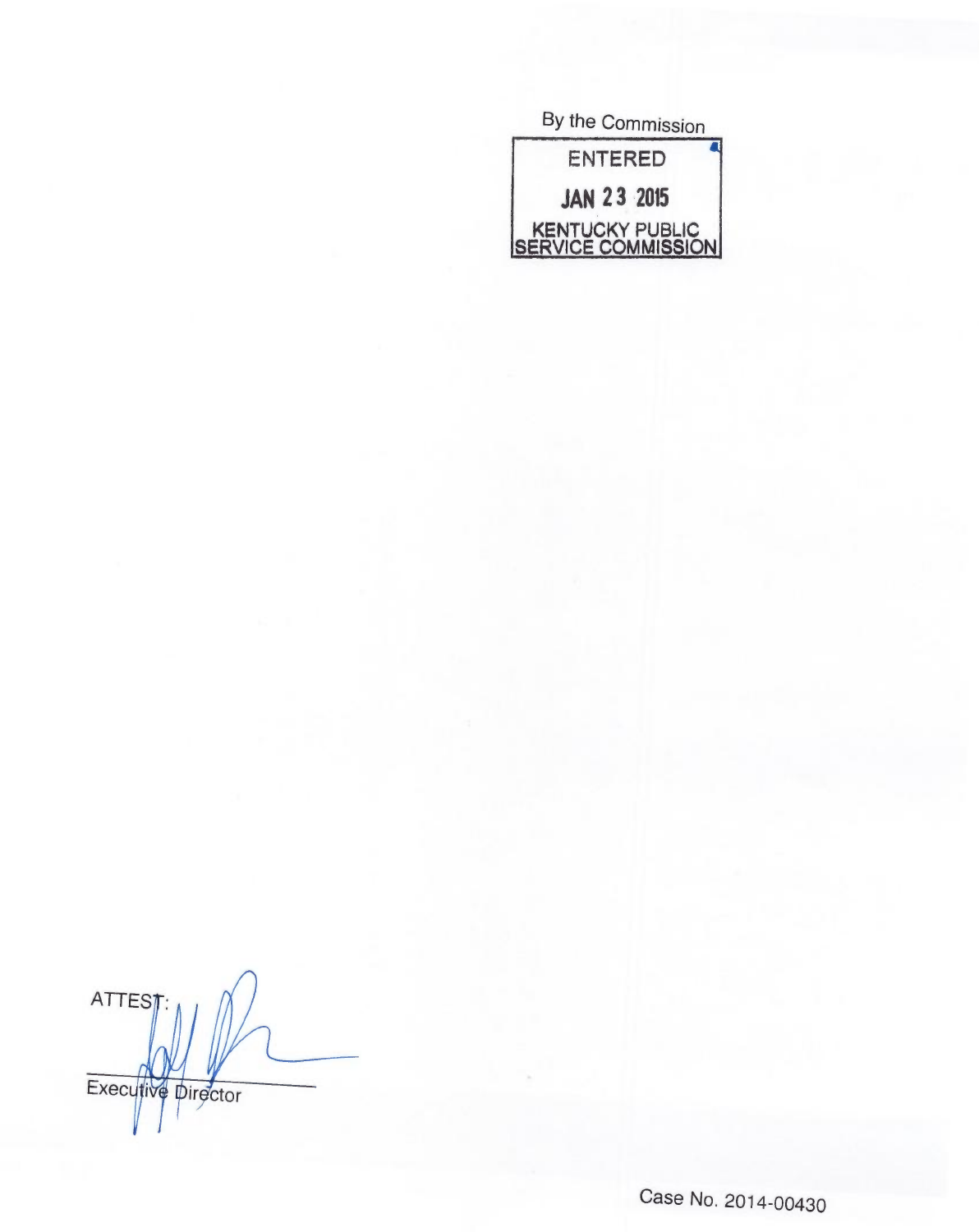By the Commission

ENTERED

JAN 23 2015

KENTUCKY PUBLIC SERVICE COMMISSION

ATTEST:

Executive Director

Case No. 2014-00430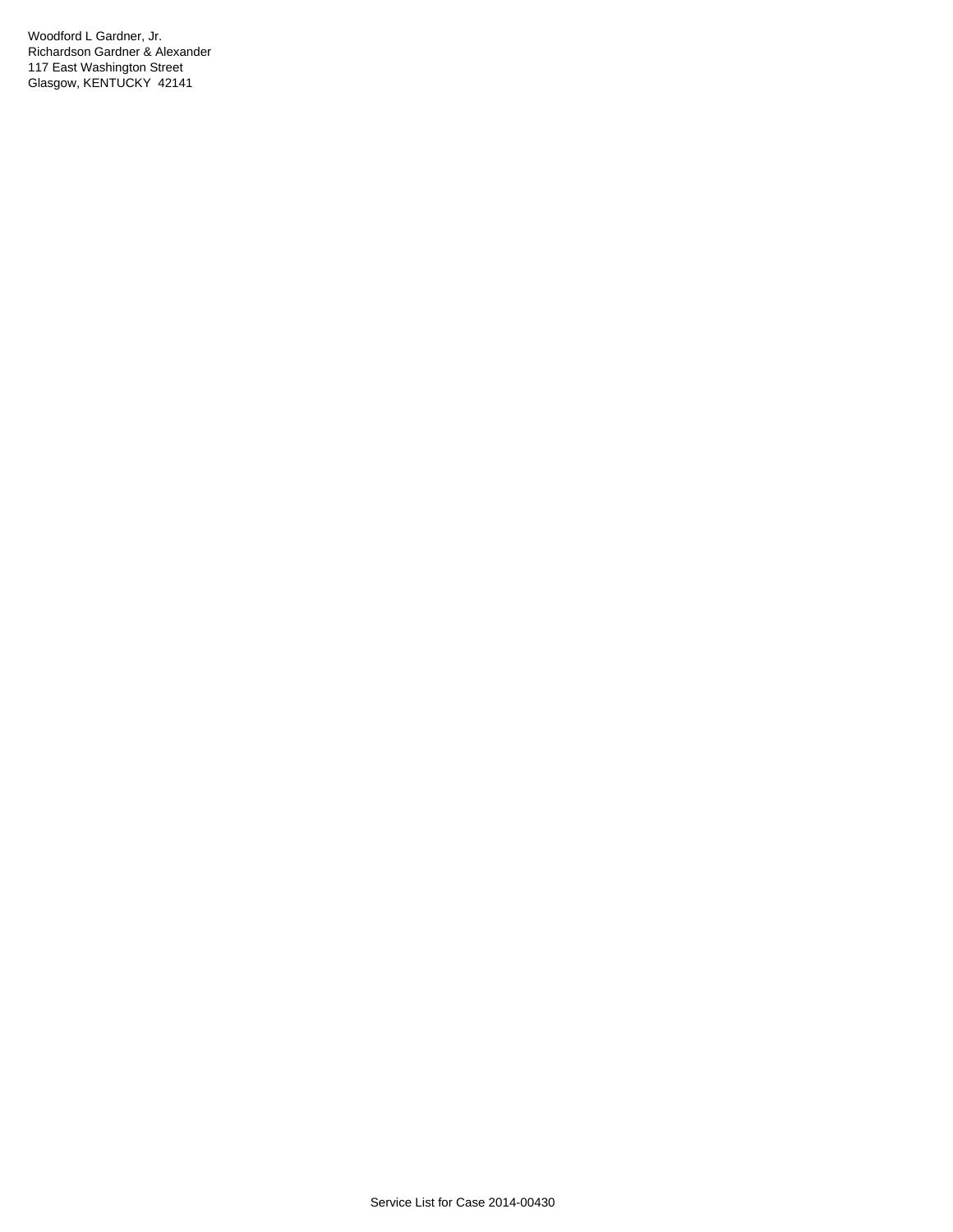Woodford L Gardner, Jr.
Richardson Gardner & Alexander
117 East Washington Street
Glasgow, KENTUCKY  42141